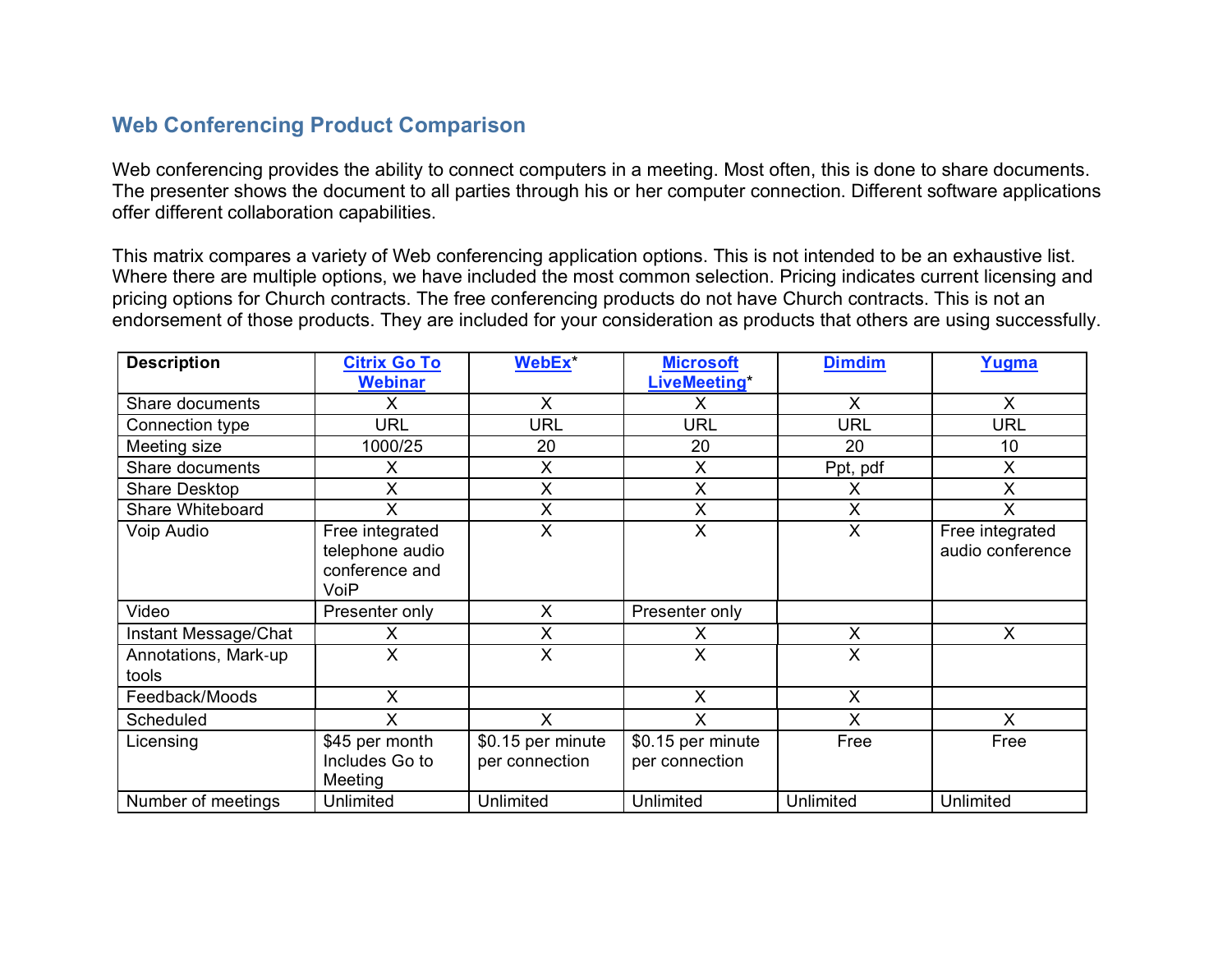## Web Conferencing Product Comparison

Web conferencing provides the ability to connect computers in a meeting. Most often, this is done to share documents. The presenter shows the document to all parties through his or her computer connection. Different software applications offer different collaboration capabilities.

This matrix compares a variety of Web conferencing application options. This is not intended to be an exhaustive list. Where there are multiple options, we have included the most common selection. Pricing indicates current licensing and pricing options for Church contracts. The free conferencing products do not have Church contracts. This is not an endorsement of those products. They are included for your consideration as products that others are using successfully.

| Description | Citrix Go To Webinar | WebEx* | Microsoft LiveMeeting* | Dimdim | Yugma |
|---|---|---|---|---|---|
| Share documents | X | X | X | X | X |
| Connection type | URL | URL | URL | URL | URL |
| Meeting size | 1000/25 | 20 | 20 | 20 | 10 |
| Share documents | X | X | X | Ppt, pdf | X |
| Share Desktop | X | X | X | X | X |
| Share Whiteboard | X | X | X | X | X |
| Voip Audio | Free integrated telephone audio conference and VoiP | X | X | X | Free integrated audio conference |
| Video | Presenter only | X | Presenter only | | |
| Instant Message/Chat | X | X | X | X | X |
| Annotations, Mark-up tools | X | X | X | X | |
| Feedback/Moods | X | | X | X | |
| Scheduled | X | X | X | X | X |
| Licensing | $45 per month Includes Go to Meeting | $0.15 per minute per connection | $0.15 per minute per connection | Free | Free |
| Number of meetings | Unlimited | Unlimited | Unlimited | Unlimited | Unlimited |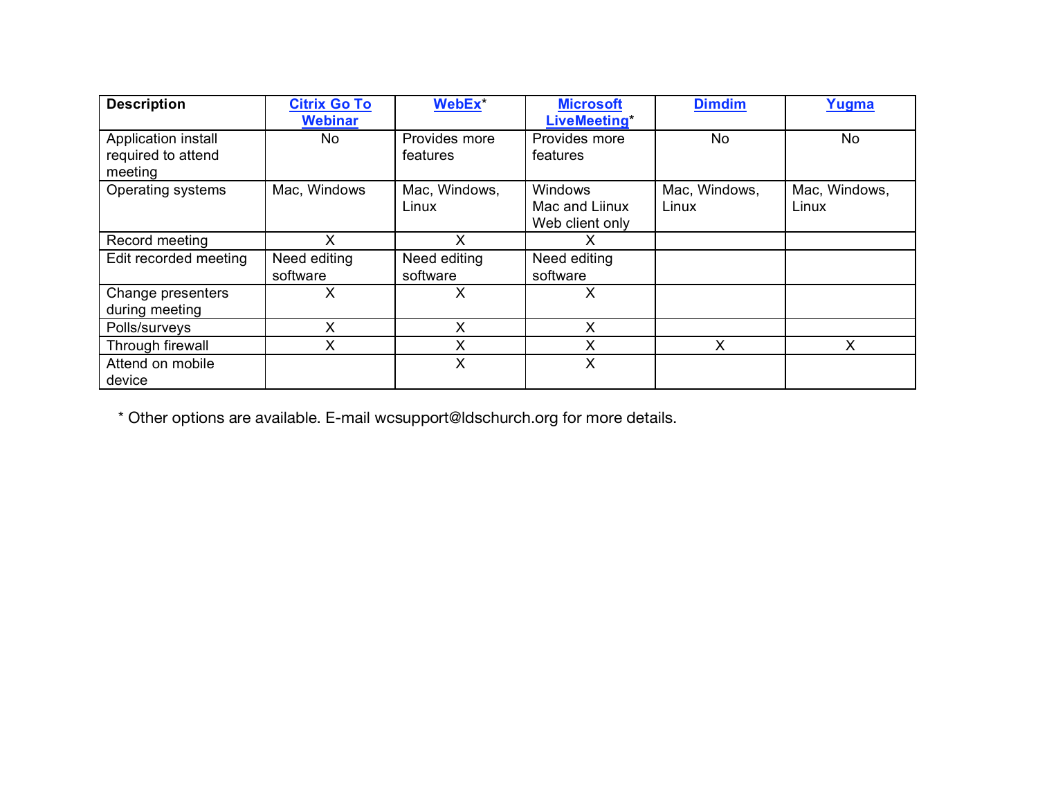| **Description** | **Citrix Go To Webinar** | **WebEx*** | **Microsoft LiveMeeting*** | **Dimdim** | **Yugma** |
|---|---|---|---|---|---|
| Application install required to attend meeting | No | Provides more features | Provides more features | No | No |
| Operating systems | Mac, Windows | Mac, Windows, Linux | Windows Mac and Liinux Web client only | Mac, Windows, Linux | Mac, Windows, Linux |
| Record meeting | X | X | X | | |
| Edit recorded meeting | Need editing software | Need editing software | Need editing software | | |
| Change presenters during meeting | X | X | X | | |
| Polls/surveys | X | X | X | | |
| Through firewall | X | X | X | X | X |
| Attend on mobile device | | X | X | | |

* Other options are available. E-mail wcsupport@ldschurch.org for more details.